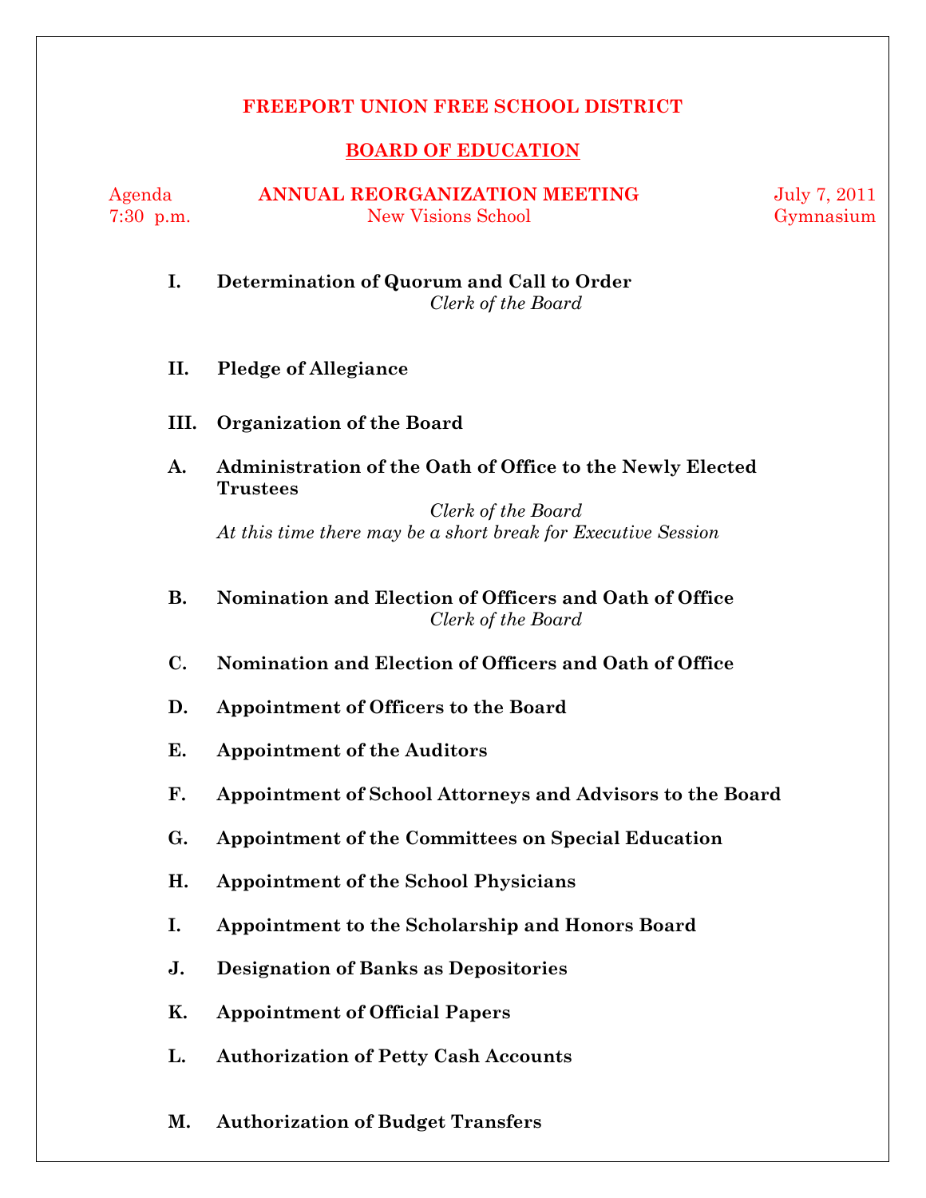# FREEPORT UNION FREE SCHOOL DISTRICT

## BOARD OF EDUCATION

Agenda — **ANNUAL REORGANIZATION MEETING** — July 7, 2011
7:30 p.m. — New Visions School — Gymnasium

**I. Determination of Quorum and Call to Order**
*Clerk of the Board*

**II. Pledge of Allegiance**

**III. Organization of the Board**

**A. Administration of the Oath of Office to the Newly Elected Trustees**
*Clerk of the Board*
*At this time there may be a short break for Executive Session*

**B. Nomination and Election of Officers and Oath of Office**
*Clerk of the Board*

**C. Nomination and Election of Officers and Oath of Office**

**D. Appointment of Officers to the Board**

**E. Appointment of the Auditors**

**F. Appointment of School Attorneys and Advisors to the Board**

**G. Appointment of the Committees on Special Education**

**H. Appointment of the School Physicians**

**I. Appointment to the Scholarship and Honors Board**

**J. Designation of Banks as Depositories**

**K. Appointment of Official Papers**

**L. Authorization of Petty Cash Accounts**

**M. Authorization of Budget Transfers**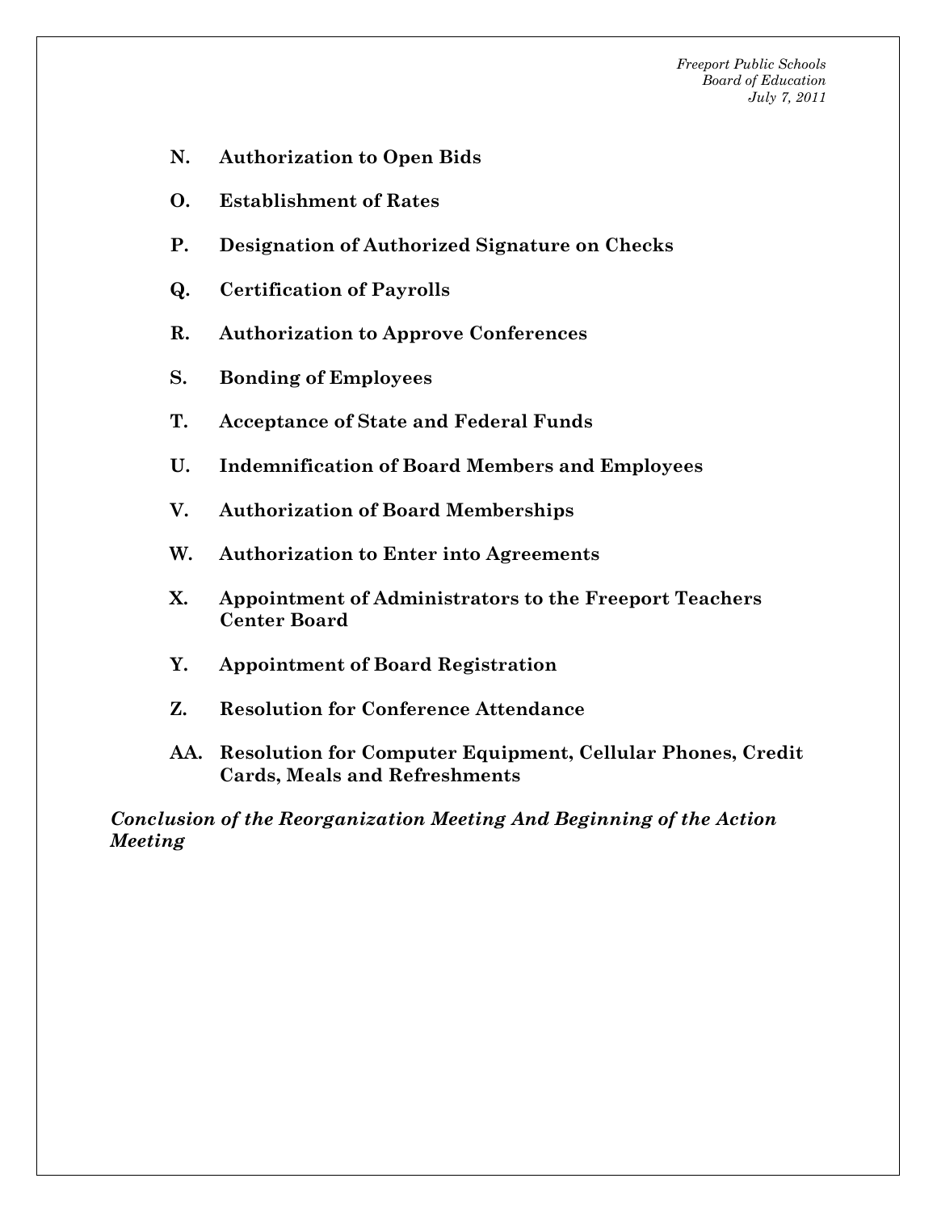**N. Authorization to Open Bids**

**O. Establishment of Rates**

**P. Designation of Authorized Signature on Checks**

**Q. Certification of Payrolls**

**R. Authorization to Approve Conferences**

**S. Bonding of Employees**

**T. Acceptance of State and Federal Funds**

**U. Indemnification of Board Members and Employees**

**V. Authorization of Board Memberships**

**W. Authorization to Enter into Agreements**

**X. Appointment of Administrators to the Freeport Teachers Center Board**

**Y. Appointment of Board Registration**

**Z. Resolution for Conference Attendance**

**AA. Resolution for Computer Equipment, Cellular Phones, Credit Cards, Meals and Refreshments**

***Conclusion of the Reorganization Meeting And Beginning of the Action Meeting***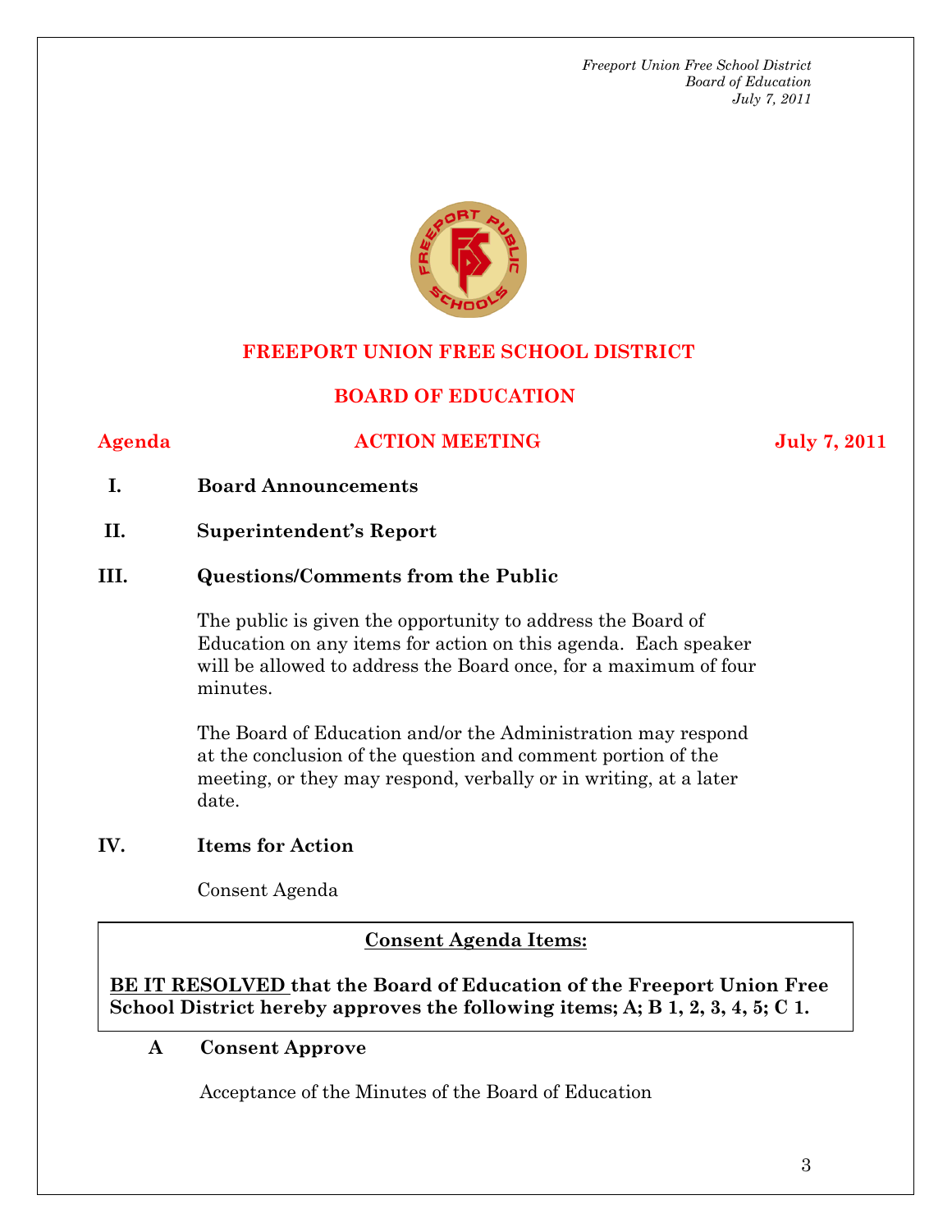# FREEPORT UNION FREE SCHOOL DISTRICT

## BOARD OF EDUCATION

**Agenda** **ACTION MEETING** **July 7, 2011**

**I. Board Announcements**

**II. Superintendent's Report**

**III. Questions/Comments from the Public**

The public is given the opportunity to address the Board of Education on any items for action on this agenda. Each speaker will be allowed to address the Board once, for a maximum of four minutes.

The Board of Education and/or the Administration may respond at the conclusion of the question and comment portion of the meeting, or they may respond, verbally or in writing, at a later date.

**IV. Items for Action**

Consent Agenda

**Consent Agenda Items:**

**BE IT RESOLVED that the Board of Education of the Freeport Union Free School District hereby approves the following items; A; B 1, 2, 3, 4, 5; C 1.**

**A Consent Approve**

Acceptance of the Minutes of the Board of Education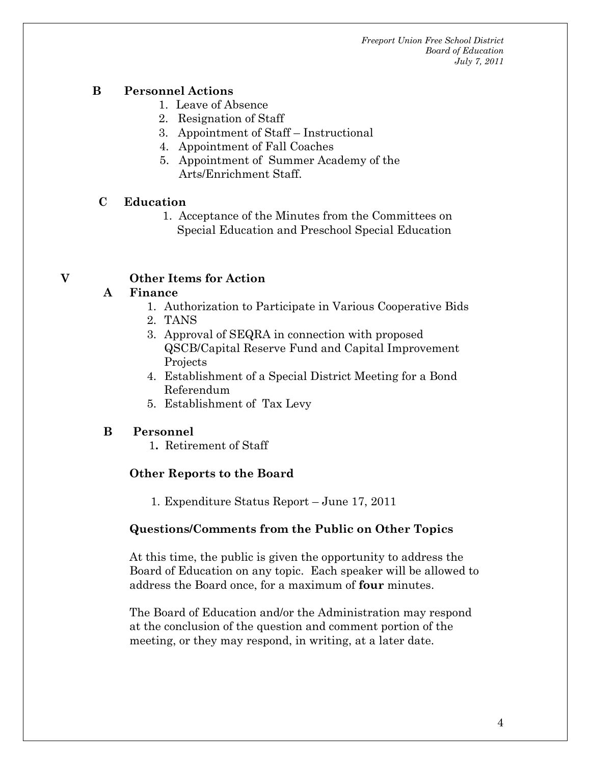**B Personnel Actions**

1. Leave of Absence
2. Resignation of Staff
3. Appointment of Staff – Instructional
4. Appointment of Fall Coaches
5. Appointment of Summer Academy of the Arts/Enrichment Staff.

**C Education**

1. Acceptance of the Minutes from the Committees on Special Education and Preschool Special Education

**V Other Items for Action**

**A Finance**

1. Authorization to Participate in Various Cooperative Bids
2. TANS
3. Approval of SEQRA in connection with proposed QSCB/Capital Reserve Fund and Capital Improvement Projects
4. Establishment of a Special District Meeting for a Bond Referendum
5. Establishment of Tax Levy

**B Personnel**

1. Retirement of Staff

**Other Reports to the Board**

1. Expenditure Status Report – June 17, 2011

**Questions/Comments from the Public on Other Topics**

At this time, the public is given the opportunity to address the Board of Education on any topic. Each speaker will be allowed to address the Board once, for a maximum of **four** minutes.

The Board of Education and/or the Administration may respond at the conclusion of the question and comment portion of the meeting, or they may respond, in writing, at a later date.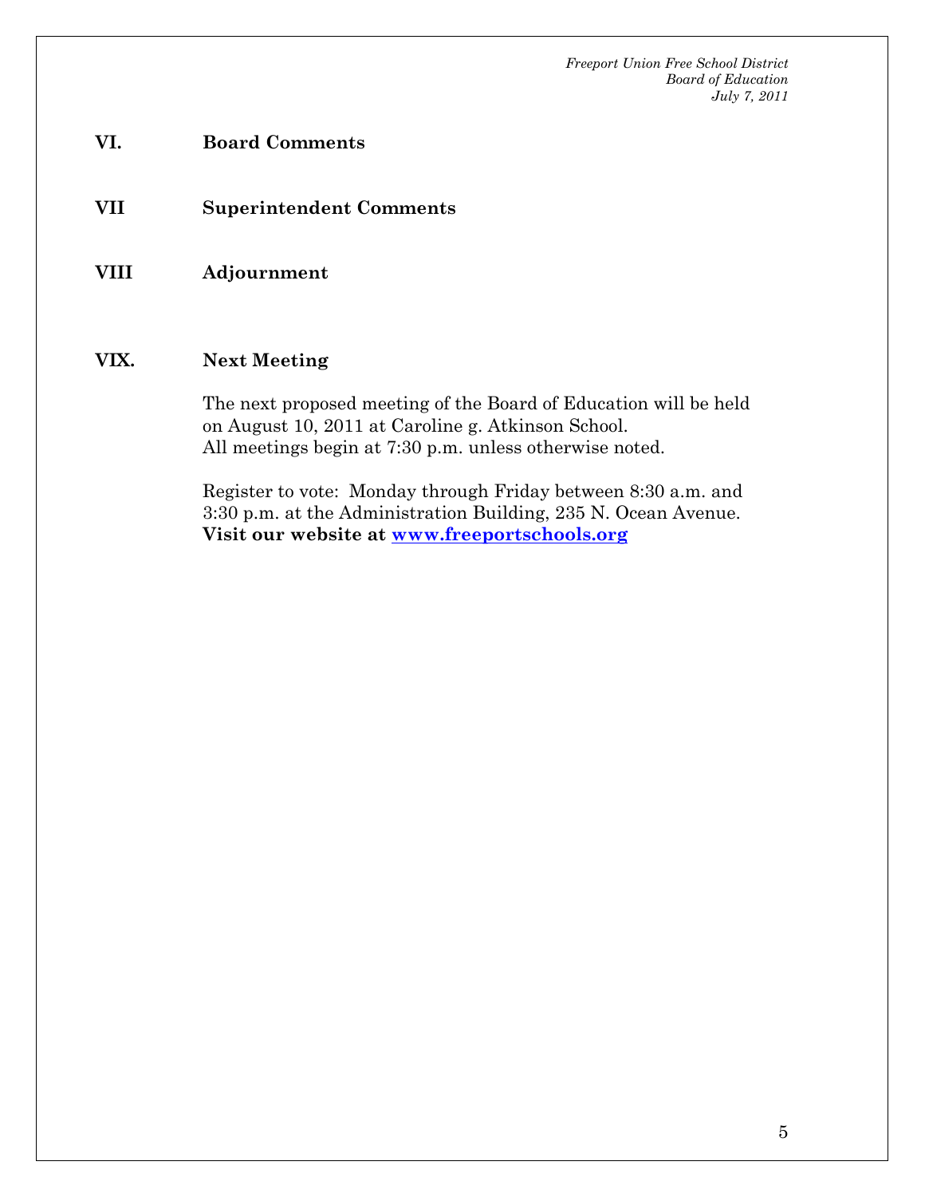## VI. Board Comments

## VII Superintendent Comments

## VIII Adjournment

## VIX. Next Meeting

The next proposed meeting of the Board of Education will be held on August 10, 2011 at Caroline g. Atkinson School.
All meetings begin at 7:30 p.m. unless otherwise noted.

Register to vote: Monday through Friday between 8:30 a.m. and 3:30 p.m. at the Administration Building, 235 N. Ocean Avenue.
**Visit our website at [www.freeportschools.org](http://www.freeportschools.org)**